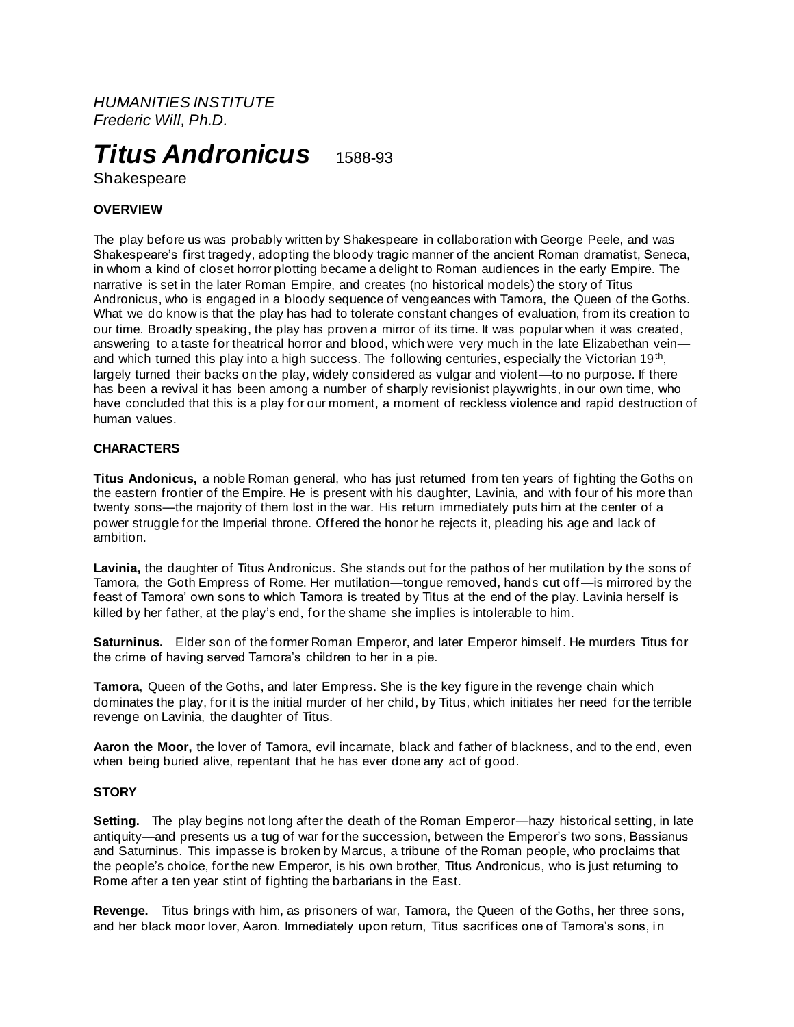*HUMANITIES INSTITUTE*
*Frederic Will, Ph.D.*

# *Titus Andronicus* 1588-93

Shakespeare

## OVERVIEW

The play before us was probably written by Shakespeare in collaboration with George Peele, and was Shakespeare's first tragedy, adopting the bloody tragic manner of the ancient Roman dramatist, Seneca, in whom a kind of closet horror plotting became a delight to Roman audiences in the early Empire. The narrative is set in the later Roman Empire, and creates (no historical models) the story of Titus Andronicus, who is engaged in a bloody sequence of vengeances with Tamora, the Queen of the Goths. What we do know is that the play has had to tolerate constant changes of evaluation, from its creation to our time. Broadly speaking, the play has proven a mirror of its time. It was popular when it was created, answering to a taste for theatrical horror and blood, which were very much in the late Elizabethan vein—and which turned this play into a high success. The following centuries, especially the Victorian 19th, largely turned their backs on the play, widely considered as vulgar and violent—to no purpose. If there has been a revival it has been among a number of sharply revisionist playwrights, in our own time, who have concluded that this is a play for our moment, a moment of reckless violence and rapid destruction of human values.

## CHARACTERS

**Titus Andonicus,** a noble Roman general, who has just returned from ten years of fighting the Goths on the eastern frontier of the Empire. He is present with his daughter, Lavinia, and with four of his more than twenty sons—the majority of them lost in the war. His return immediately puts him at the center of a power struggle for the Imperial throne. Offered the honor he rejects it, pleading his age and lack of ambition.

**Lavinia,** the daughter of Titus Andronicus. She stands out for the pathos of her mutilation by the sons of Tamora, the Goth Empress of Rome. Her mutilation—tongue removed, hands cut off—is mirrored by the feast of Tamora' own sons to which Tamora is treated by Titus at the end of the play. Lavinia herself is killed by her father, at the play's end, for the shame she implies is intolerable to him.

**Saturninus.** Elder son of the former Roman Emperor, and later Emperor himself. He murders Titus for the crime of having served Tamora's children to her in a pie.

**Tamora**, Queen of the Goths, and later Empress. She is the key figure in the revenge chain which dominates the play, for it is the initial murder of her child, by Titus, which initiates her need for the terrible revenge on Lavinia, the daughter of Titus.

**Aaron the Moor,** the lover of Tamora, evil incarnate, black and father of blackness, and to the end, even when being buried alive, repentant that he has ever done any act of good.

## STORY

**Setting.** The play begins not long after the death of the Roman Emperor—hazy historical setting, in late antiquity—and presents us a tug of war for the succession, between the Emperor's two sons, Bassianus and Saturninus. This impasse is broken by Marcus, a tribune of the Roman people, who proclaims that the people's choice, for the new Emperor, is his own brother, Titus Andronicus, who is just returning to Rome after a ten year stint of fighting the barbarians in the East.

**Revenge.** Titus brings with him, as prisoners of war, Tamora, the Queen of the Goths, her three sons, and her black moor lover, Aaron. Immediately upon return, Titus sacrifices one of Tamora's sons, in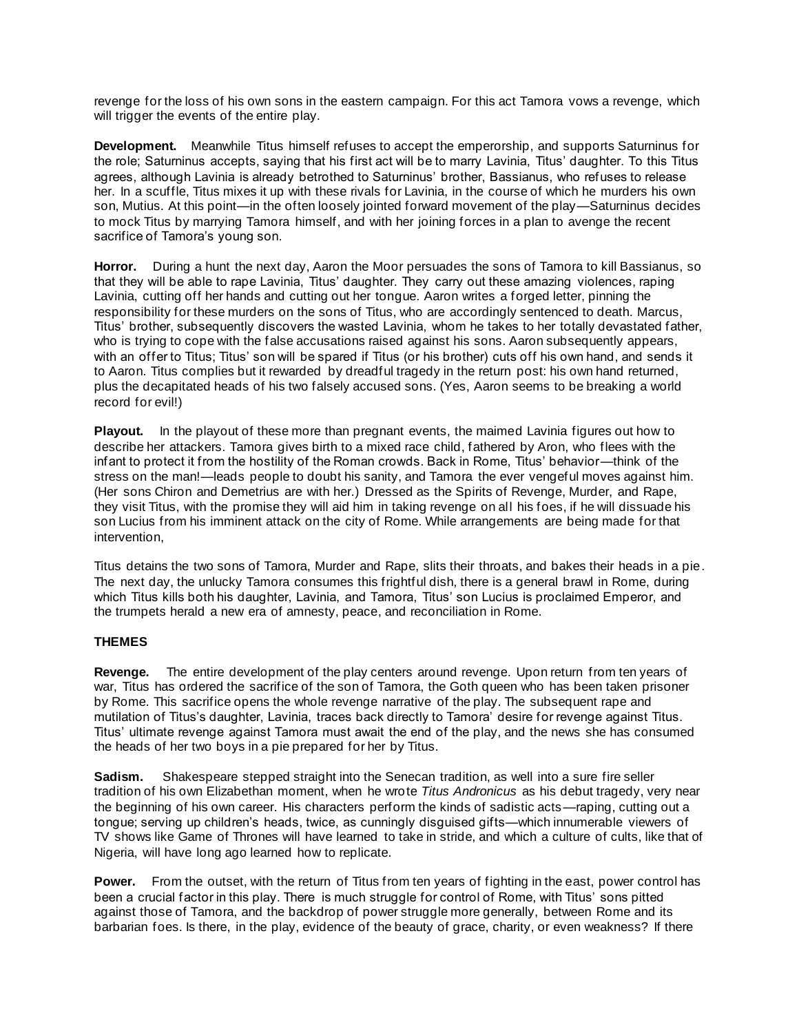revenge for the loss of his own sons in the eastern campaign. For this act Tamora vows a revenge, which will trigger the events of the entire play.

**Development.** Meanwhile Titus himself refuses to accept the emperorship, and supports Saturninus for the role; Saturninus accepts, saying that his first act will be to marry Lavinia, Titus' daughter. To this Titus agrees, although Lavinia is already betrothed to Saturninus' brother, Bassianus, who refuses to release her. In a scuffle, Titus mixes it up with these rivals for Lavinia, in the course of which he murders his own son, Mutius. At this point—in the often loosely jointed forward movement of the play—Saturninus decides to mock Titus by marrying Tamora himself, and with her joining forces in a plan to avenge the recent sacrifice of Tamora's young son.

**Horror.** During a hunt the next day, Aaron the Moor persuades the sons of Tamora to kill Bassianus, so that they will be able to rape Lavinia, Titus' daughter. They carry out these amazing violences, raping Lavinia, cutting off her hands and cutting out her tongue. Aaron writes a forged letter, pinning the responsibility for these murders on the sons of Titus, who are accordingly sentenced to death. Marcus, Titus' brother, subsequently discovers the wasted Lavinia, whom he takes to her totally devastated father, who is trying to cope with the false accusations raised against his sons. Aaron subsequently appears, with an offer to Titus; Titus' son will be spared if Titus (or his brother) cuts off his own hand, and sends it to Aaron. Titus complies but it rewarded by dreadful tragedy in the return post: his own hand returned, plus the decapitated heads of his two falsely accused sons. (Yes, Aaron seems to be breaking a world record for evil!)

**Playout.** In the playout of these more than pregnant events, the maimed Lavinia figures out how to describe her attackers. Tamora gives birth to a mixed race child, fathered by Aron, who flees with the infant to protect it from the hostility of the Roman crowds. Back in Rome, Titus' behavior—think of the stress on the man!—leads people to doubt his sanity, and Tamora the ever vengeful moves against him. (Her sons Chiron and Demetrius are with her.) Dressed as the Spirits of Revenge, Murder, and Rape, they visit Titus, with the promise they will aid him in taking revenge on all his foes, if he will dissuade his son Lucius from his imminent attack on the city of Rome. While arrangements are being made for that intervention,

Titus detains the two sons of Tamora, Murder and Rape, slits their throats, and bakes their heads in a pie. The next day, the unlucky Tamora consumes this frightful dish, there is a general brawl in Rome, during which Titus kills both his daughter, Lavinia, and Tamora, Titus' son Lucius is proclaimed Emperor, and the trumpets herald a new era of amnesty, peace, and reconciliation in Rome.

## THEMES

**Revenge.** The entire development of the play centers around revenge. Upon return from ten years of war, Titus has ordered the sacrifice of the son of Tamora, the Goth queen who has been taken prisoner by Rome. This sacrifice opens the whole revenge narrative of the play. The subsequent rape and mutilation of Titus's daughter, Lavinia, traces back directly to Tamora' desire for revenge against Titus. Titus' ultimate revenge against Tamora must await the end of the play, and the news she has consumed the heads of her two boys in a pie prepared for her by Titus.

**Sadism.** Shakespeare stepped straight into the Senecan tradition, as well into a sure fire seller tradition of his own Elizabethan moment, when he wrote *Titus Andronicus* as his debut tragedy, very near the beginning of his own career. His characters perform the kinds of sadistic acts—raping, cutting out a tongue; serving up children's heads, twice, as cunningly disguised gifts—which innumerable viewers of TV shows like Game of Thrones will have learned to take in stride, and which a culture of cults, like that of Nigeria, will have long ago learned how to replicate.

**Power.** From the outset, with the return of Titus from ten years of fighting in the east, power control has been a crucial factor in this play. There is much struggle for control of Rome, with Titus' sons pitted against those of Tamora, and the backdrop of power struggle more generally, between Rome and its barbarian foes. Is there, in the play, evidence of the beauty of grace, charity, or even weakness? If there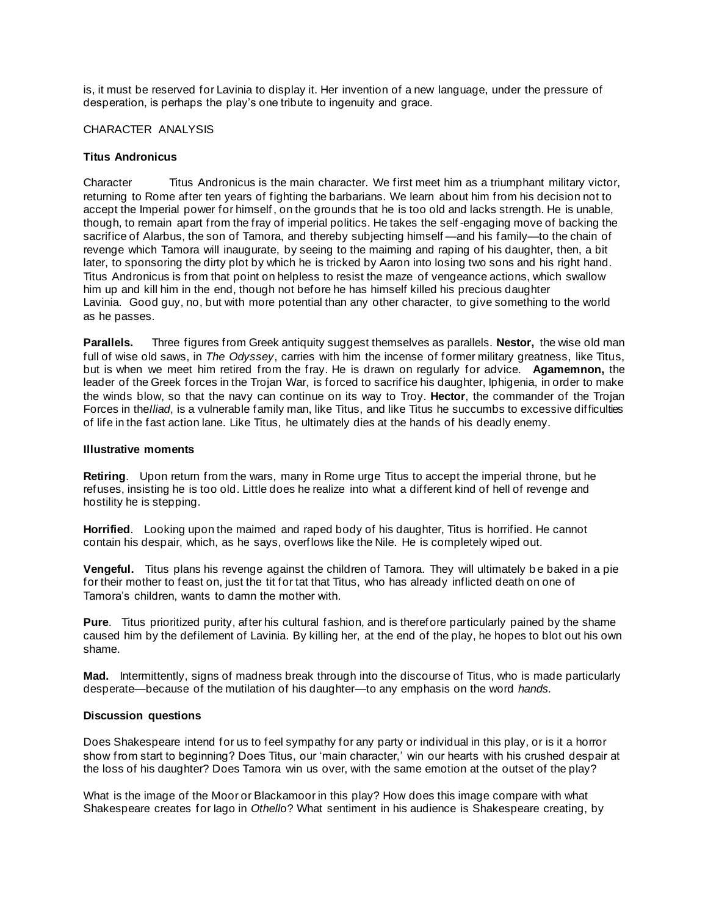is, it must be reserved for Lavinia to display it. Her invention of a new language, under the pressure of desperation, is perhaps the play's one tribute to ingenuity and grace.

CHARACTER ANALYSIS

**Titus Andronicus**

Character Titus Andronicus is the main character. We first meet him as a triumphant military victor, returning to Rome after ten years of fighting the barbarians. We learn about him from his decision not to accept the Imperial power for himself, on the grounds that he is too old and lacks strength. He is unable, though, to remain apart from the fray of imperial politics. He takes the self-engaging move of backing the sacrifice of Alarbus, the son of Tamora, and thereby subjecting himself—and his family—to the chain of revenge which Tamora will inaugurate, by seeing to the maiming and raping of his daughter, then, a bit later, to sponsoring the dirty plot by which he is tricked by Aaron into losing two sons and his right hand. Titus Andronicus is from that point on helpless to resist the maze of vengeance actions, which swallow him up and kill him in the end, though not before he has himself killed his precious daughter Lavinia. Good guy, no, but with more potential than any other character, to give something to the world as he passes.

**Parallels.** Three figures from Greek antiquity suggest themselves as parallels. **Nestor,** the wise old man full of wise old saws, in *The Odyssey*, carries with him the incense of former military greatness, like Titus, but is when we meet him retired from the fray. He is drawn on regularly for advice. **Agamemnon,** the leader of the Greek forces in the Trojan War, is forced to sacrifice his daughter, Iphigenia, in order to make the winds blow, so that the navy can continue on its way to Troy. **Hector**, the commander of the Trojan Forces in the*Iliad*, is a vulnerable family man, like Titus, and like Titus he succumbs to excessive difficulties of life in the fast action lane. Like Titus, he ultimately dies at the hands of his deadly enemy.

**Illustrative moments**

**Retiring**. Upon return from the wars, many in Rome urge Titus to accept the imperial throne, but he refuses, insisting he is too old. Little does he realize into what a different kind of hell of revenge and hostility he is stepping.

**Horrified**. Looking upon the maimed and raped body of his daughter, Titus is horrified. He cannot contain his despair, which, as he says, overflows like the Nile. He is completely wiped out.

**Vengeful.** Titus plans his revenge against the children of Tamora. They will ultimately be baked in a pie for their mother to feast on, just the tit for tat that Titus, who has already inflicted death on one of Tamora's children, wants to damn the mother with.

**Pure**. Titus prioritized purity, after his cultural fashion, and is therefore particularly pained by the shame caused him by the defilement of Lavinia. By killing her, at the end of the play, he hopes to blot out his own shame.

**Mad.** Intermittently, signs of madness break through into the discourse of Titus, who is made particularly desperate—because of the mutilation of his daughter—to any emphasis on the word *hands.*

**Discussion questions**

Does Shakespeare intend for us to feel sympathy for any party or individual in this play, or is it a horror show from start to beginning? Does Titus, our 'main character,' win our hearts with his crushed despair at the loss of his daughter? Does Tamora win us over, with the same emotion at the outset of the play?

What is the image of the Moor or Blackamoor in this play? How does this image compare with what Shakespeare creates for Iago in *Othello*? What sentiment in his audience is Shakespeare creating, by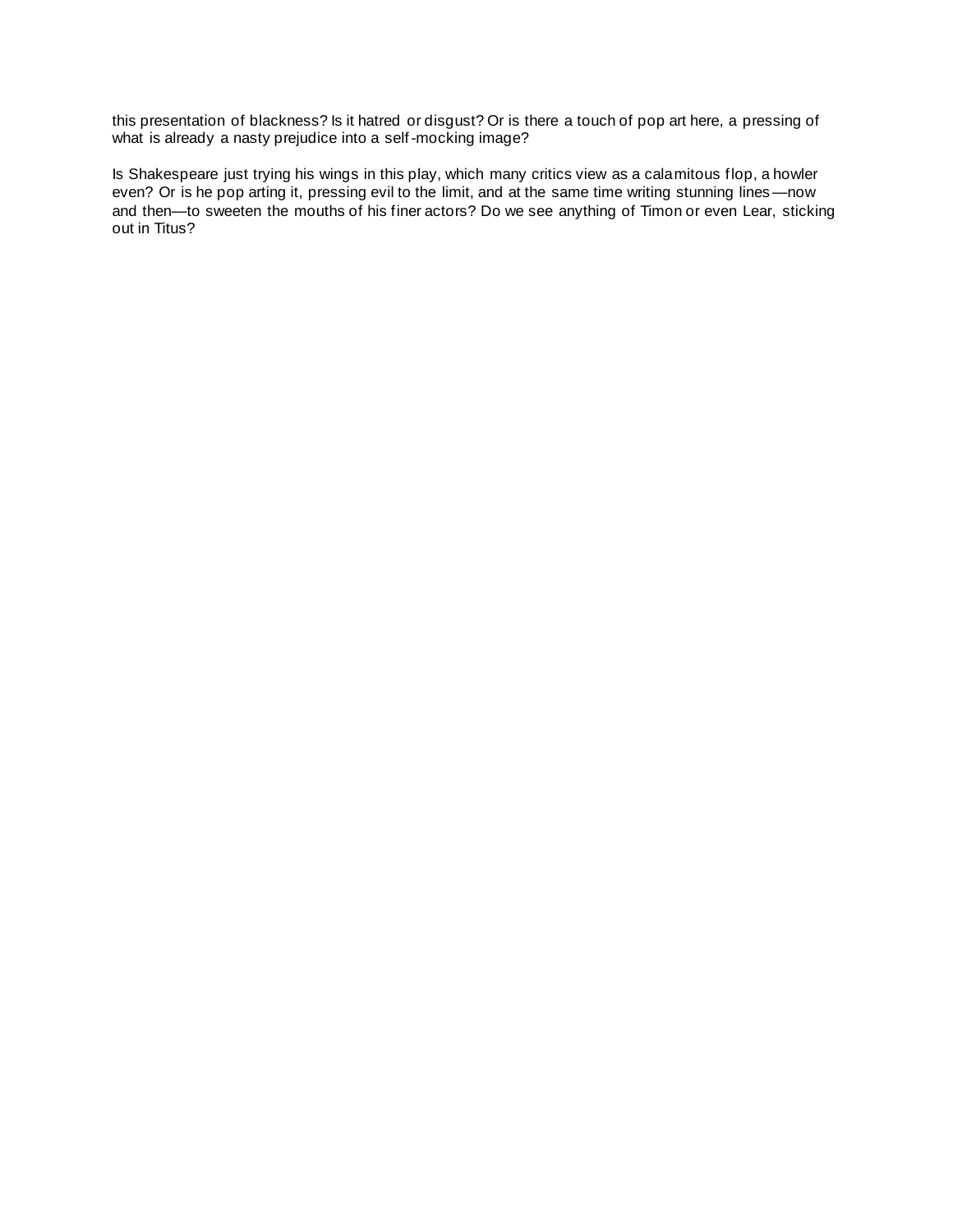this presentation of blackness? Is it hatred or disgust? Or is there a touch of pop art here, a pressing of what is already a nasty prejudice into a self-mocking image?

Is Shakespeare just trying his wings in this play, which many critics view as a calamitous flop, a howler even? Or is he pop arting it, pressing evil to the limit, and at the same time writing stunning lines—now and then—to sweeten the mouths of his finer actors? Do we see anything of Timon or even Lear, sticking out in Titus?